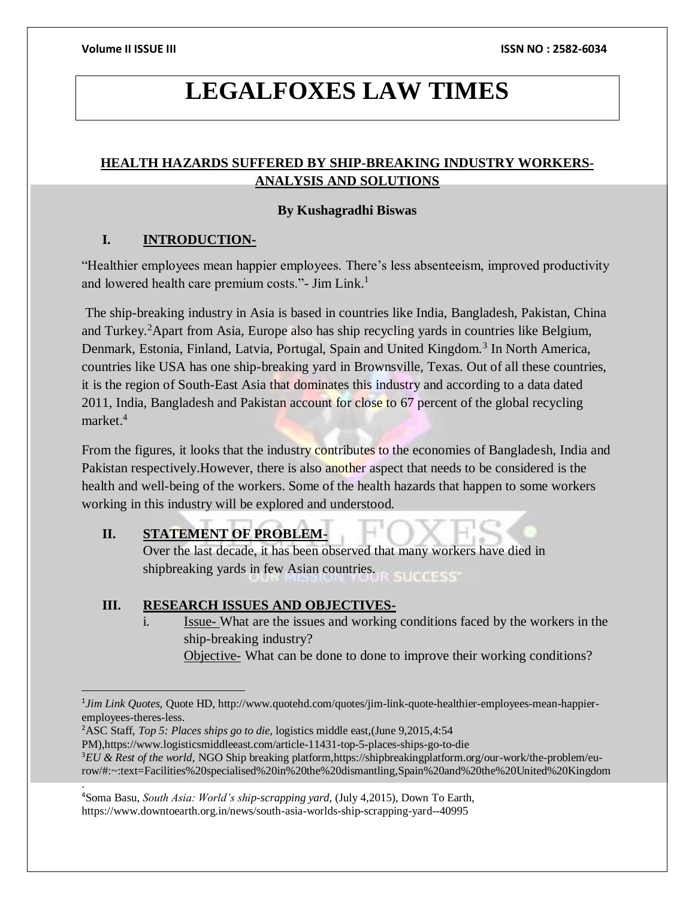# LEGALFOXES LAW TIMES

## HEALTH HAZARDS SUFFERED BY SHIP-BREAKING INDUSTRY WORKERS- ANALYSIS AND SOLUTIONS

**By Kushagradhi Biswas**

### I. INTRODUCTION-

"Healthier employees mean happier employees. There's less absenteeism, improved productivity and lowered health care premium costs."- Jim Link.[1]

The ship-breaking industry in Asia is based in countries like India, Bangladesh, Pakistan, China and Turkey.[2]Apart from Asia, Europe also has ship recycling yards in countries like Belgium, Denmark, Estonia, Finland, Latvia, Portugal, Spain and United Kingdom.[3] In North America, countries like USA has one ship-breaking yard in Brownsville, Texas. Out of all these countries, it is the region of South-East Asia that dominates this industry and according to a data dated 2011, India, Bangladesh and Pakistan account for close to 67 percent of the global recycling market.[4]

From the figures, it looks that the industry contributes to the economies of Bangladesh, India and Pakistan respectively.However, there is also another aspect that needs to be considered is the health and well-being of the workers. Some of the health hazards that happen to some workers working in this industry will be explored and understood.

### II. STATEMENT OF PROBLEM-

Over the last decade, it has been observed that many workers have died in shipbreaking yards in few Asian countries.

### III. RESEARCH ISSUES AND OBJECTIVES-

i. Issue- What are the issues and working conditions faced by the workers in the ship-breaking industry?
   Objective- What can be done to done to improve their working conditions?

---

[1]*Jim Link Quotes,* Quote HD, http://www.quotehd.com/quotes/jim-link-quote-healthier-employees-mean-happier-employees-theres-less.

[2]ASC Staff, *Top 5: Places ships go to die,* logistics middle east,(June 9,2015,4:54 PM),https://www.logisticsmiddleeast.com/article-11431-top-5-places-ships-go-to-die

[3]*EU & Rest of the world,* NGO Ship breaking platform,https://shipbreakingplatform.org/our-work/the-problem/eu-row/#:~:text=Facilities%20specialised%20in%20the%20dismantling,Spain%20and%20the%20United%20Kingdom.

[4]Soma Basu, *South Asia: World's ship-scrapping yard,* (July 4,2015), Down To Earth, https://www.downtoearth.org.in/news/south-asia-worlds-ship-scrapping-yard--40995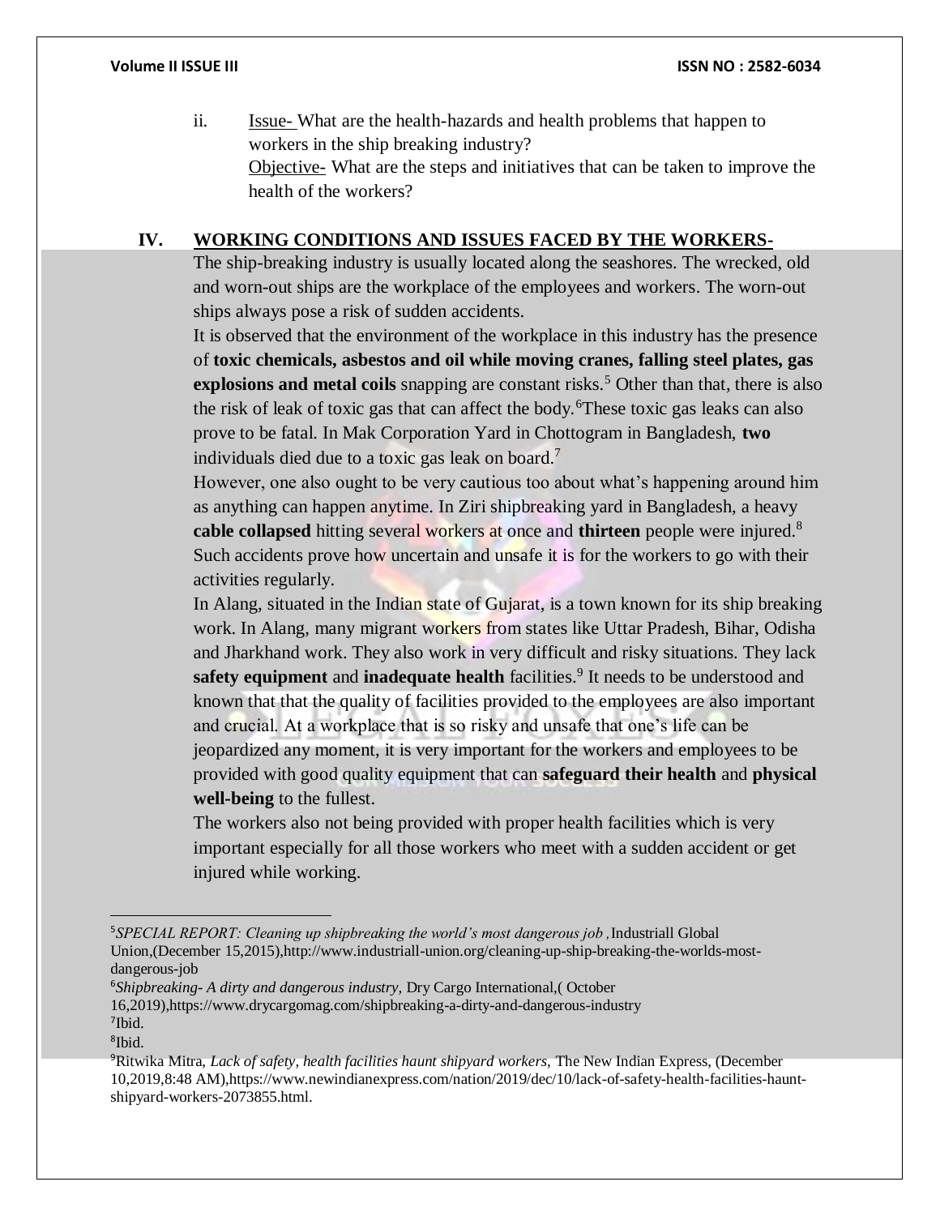ii. <u>Issue-</u> What are the health-hazards and health problems that happen to workers in the ship breaking industry?
<u>Objective-</u> What are the steps and initiatives that can be taken to improve the health of the workers?

## IV. WORKING CONDITIONS AND ISSUES FACED BY THE WORKERS-

The ship-breaking industry is usually located along the seashores. The wrecked, old and worn-out ships are the workplace of the employees and workers. The worn-out ships always pose a risk of sudden accidents.

It is observed that the environment of the workplace in this industry has the presence of **toxic chemicals, asbestos and oil while moving cranes, falling steel plates, gas explosions and metal coils** snapping are constant risks.[5] Other than that, there is also the risk of leak of toxic gas that can affect the body.[6]These toxic gas leaks can also prove to be fatal. In Mak Corporation Yard in Chottogram in Bangladesh, **two** individuals died due to a toxic gas leak on board.[7]

However, one also ought to be very cautious too about what's happening around him as anything can happen anytime. In Ziri shipbreaking yard in Bangladesh, a heavy **cable collapsed** hitting several workers at once and **thirteen** people were injured.[8] Such accidents prove how uncertain and unsafe it is for the workers to go with their activities regularly.

In Alang, situated in the Indian state of Gujarat, is a town known for its ship breaking work. In Alang, many migrant workers from states like Uttar Pradesh, Bihar, Odisha and Jharkhand work. They also work in very difficult and risky situations. They lack **safety equipment** and **inadequate health** facilities.[9] It needs to be understood and known that that the quality of facilities provided to the employees are also important and crucial. At a workplace that is so risky and unsafe that one's life can be jeopardized any moment, it is very important for the workers and employees to be provided with good quality equipment that can **safeguard their health** and **physical well-being** to the fullest.

The workers also not being provided with proper health facilities which is very important especially for all those workers who meet with a sudden accident or get injured while working.

---

[5]*SPECIAL REPORT: Cleaning up shipbreaking the world's most dangerous job ,* Industriall Global Union,(December 15,2015),http://www.industriall-union.org/cleaning-up-ship-breaking-the-worlds-most-dangerous-job

[6]*Shipbreaking- A dirty and dangerous industry,* Dry Cargo International,( October 16,2019),https://www.drycargomag.com/shipbreaking-a-dirty-and-dangerous-industry

[7]Ibid.

[8]Ibid.

[9]Ritwika Mitra, *Lack of safety, health facilities haunt shipyard workers,* The New Indian Express, (December 10,2019,8:48 AM),https://www.newindianexpress.com/nation/2019/dec/10/lack-of-safety-health-facilities-haunt-shipyard-workers-2073855.html.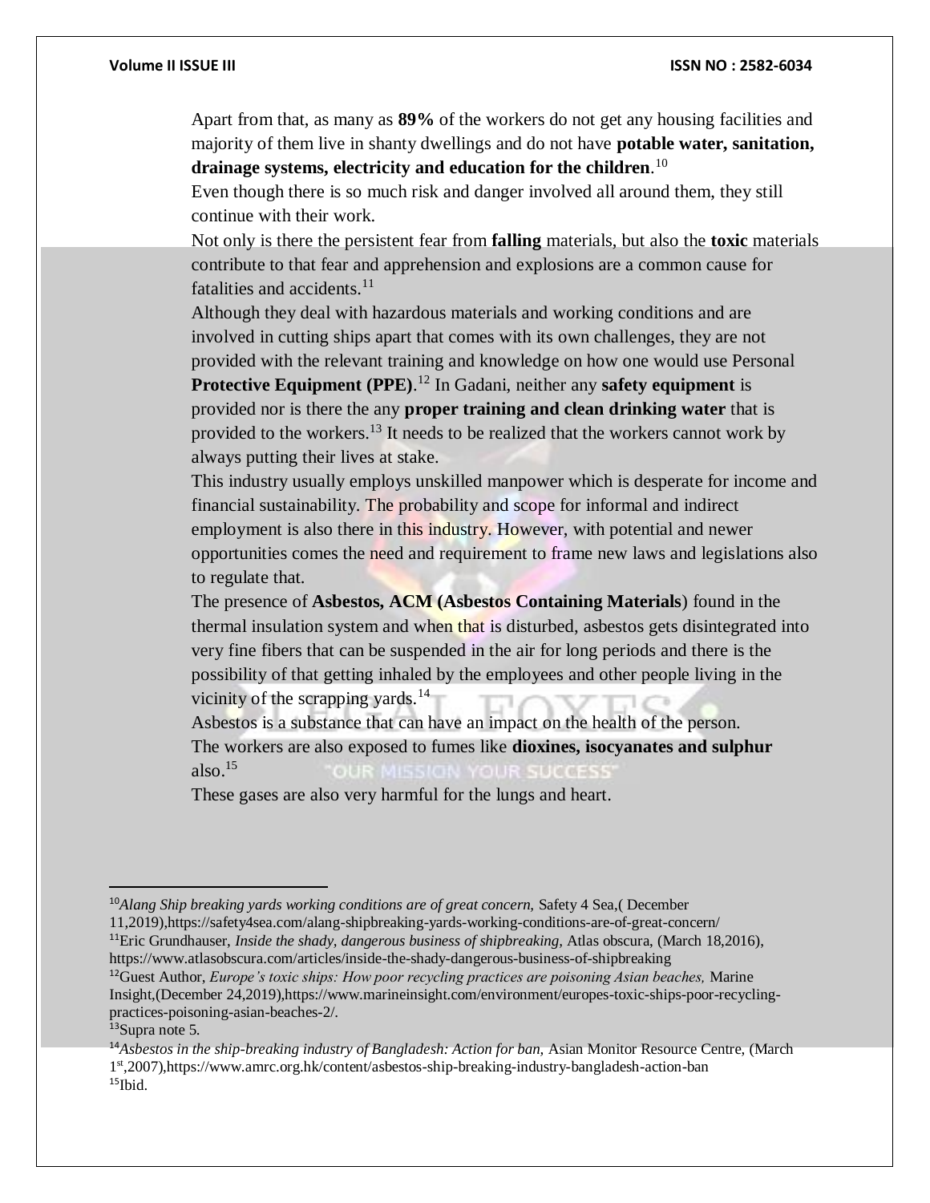Apart from that, as many as **89%** of the workers do not get any housing facilities and majority of them live in shanty dwellings and do not have **potable water, sanitation, drainage systems, electricity and education for the children**.[10]

Even though there is so much risk and danger involved all around them, they still continue with their work.

Not only is there the persistent fear from **falling** materials, but also the **toxic** materials contribute to that fear and apprehension and explosions are a common cause for fatalities and accidents.[11]

Although they deal with hazardous materials and working conditions and are involved in cutting ships apart that comes with its own challenges, they are not provided with the relevant training and knowledge on how one would use Personal **Protective Equipment (PPE)**.[12] In Gadani, neither any **safety equipment** is provided nor is there the any **proper training and clean drinking water** that is provided to the workers.[13] It needs to be realized that the workers cannot work by always putting their lives at stake.

This industry usually employs unskilled manpower which is desperate for income and financial sustainability. The probability and scope for informal and indirect employment is also there in this industry. However, with potential and newer opportunities comes the need and requirement to frame new laws and legislations also to regulate that.

The presence of **Asbestos, ACM (Asbestos Containing Materials**) found in the thermal insulation system and when that is disturbed, asbestos gets disintegrated into very fine fibers that can be suspended in the air for long periods and there is the possibility of that getting inhaled by the employees and other people living in the vicinity of the scrapping yards.[14]

Asbestos is a substance that can have an impact on the health of the person.

The workers are also exposed to fumes like **dioxines, isocyanates and sulphur** also.[15]

These gases are also very harmful for the lungs and heart.

---

[10] *Alang Ship breaking yards working conditions are of great concern,* Safety 4 Sea,( December 11,2019),https://safety4sea.com/alang-shipbreaking-yards-working-conditions-are-of-great-concern/

[11] Eric Grundhauser, *Inside the shady, dangerous business of shipbreaking,* Atlas obscura, (March 18,2016), https://www.atlasobscura.com/articles/inside-the-shady-dangerous-business-of-shipbreaking

[12] Guest Author, *Europe's toxic ships: How poor recycling practices are poisoning Asian beaches,* Marine Insight,(December 24,2019),https://www.marineinsight.com/environment/europes-toxic-ships-poor-recycling-practices-poisoning-asian-beaches-2/.

[13] Supra note 5.

[14] *Asbestos in the ship-breaking industry of Bangladesh: Action for ban,* Asian Monitor Resource Centre, (March 1st,2007),https://www.amrc.org.hk/content/asbestos-ship-breaking-industry-bangladesh-action-ban

[15] Ibid.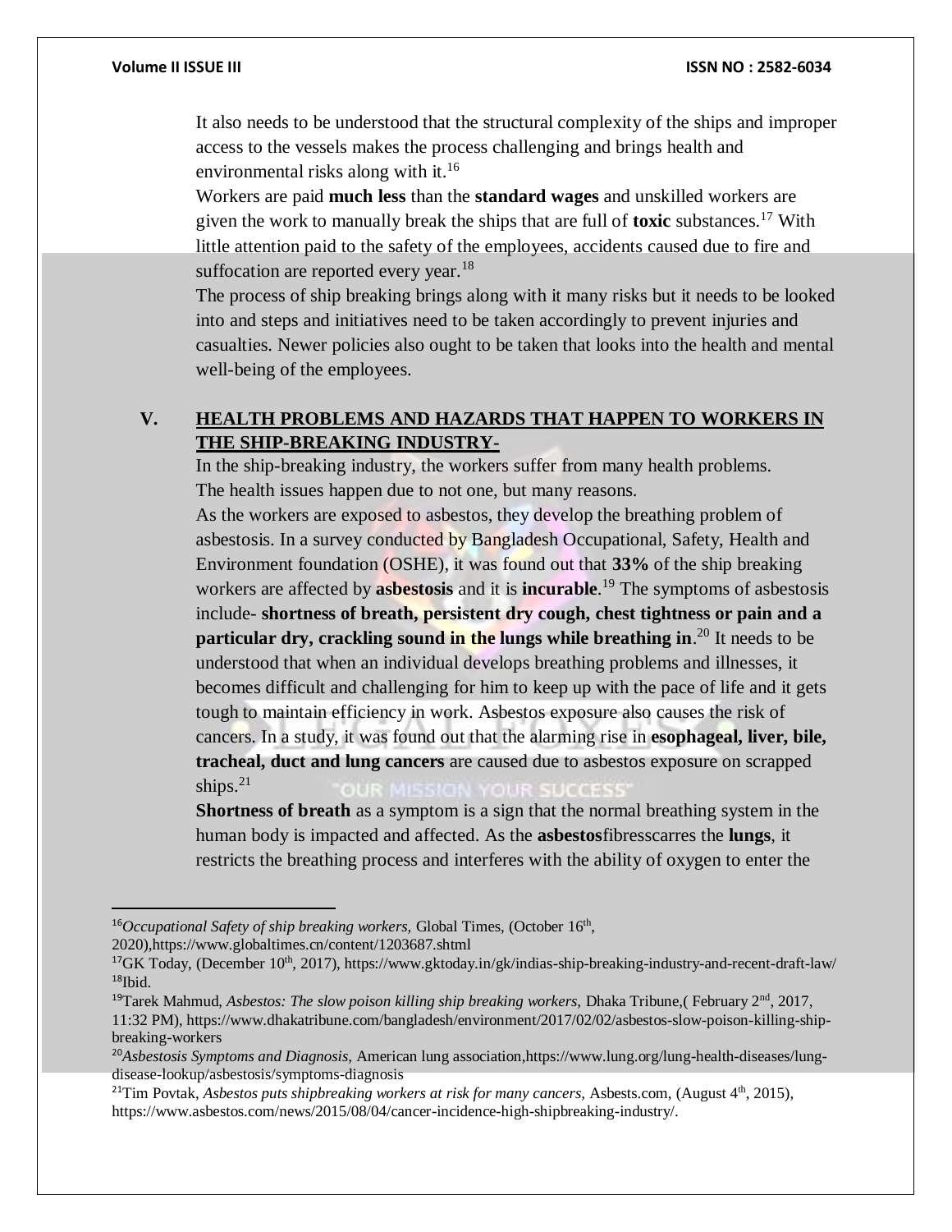It also needs to be understood that the structural complexity of the ships and improper access to the vessels makes the process challenging and brings health and environmental risks along with it.[16]

Workers are paid **much less** than the **standard wages** and unskilled workers are given the work to manually break the ships that are full of **toxic** substances.[17] With little attention paid to the safety of the employees, accidents caused due to fire and suffocation are reported every year.[18]

The process of ship breaking brings along with it many risks but it needs to be looked into and steps and initiatives need to be taken accordingly to prevent injuries and casualties. Newer policies also ought to be taken that looks into the health and mental well-being of the employees.

## V. HEALTH PROBLEMS AND HAZARDS THAT HAPPEN TO WORKERS IN THE SHIP-BREAKING INDUSTRY-

In the ship-breaking industry, the workers suffer from many health problems. The health issues happen due to not one, but many reasons.

As the workers are exposed to asbestos, they develop the breathing problem of asbestosis. In a survey conducted by Bangladesh Occupational, Safety, Health and Environment foundation (OSHE), it was found out that **33%** of the ship breaking workers are affected by **asbestosis** and it is **incurable**.[19] The symptoms of asbestosis include- **shortness of breath, persistent dry cough, chest tightness or pain and a particular dry, crackling sound in the lungs while breathing in**.[20] It needs to be understood that when an individual develops breathing problems and illnesses, it becomes difficult and challenging for him to keep up with the pace of life and it gets tough to maintain efficiency in work. Asbestos exposure also causes the risk of cancers. In a study, it was found out that the alarming rise in **esophageal, liver, bile, tracheal, duct and lung cancers** are caused due to asbestos exposure on scrapped ships.[21]

**Shortness of breath** as a symptom is a sign that the normal breathing system in the human body is impacted and affected. As the **asbestos**fibresscarres the **lungs**, it restricts the breathing process and interferes with the ability of oxygen to enter the

---

[16]*Occupational Safety of ship breaking workers,* Global Times, (October 16th, 2020),https://www.globaltimes.cn/content/1203687.shtml

[17]GK Today, (December 10th, 2017), https://www.gktoday.in/gk/indias-ship-breaking-industry-and-recent-draft-law/

[18]Ibid.

[19]Tarek Mahmud, *Asbestos: The slow poison killing ship breaking workers,* Dhaka Tribune,( February 2nd, 2017, 11:32 PM), https://www.dhakatribune.com/bangladesh/environment/2017/02/02/asbestos-slow-poison-killing-ship-breaking-workers

[20]*Asbestosis Symptoms and Diagnosis,* American lung association,https://www.lung.org/lung-health-diseases/lung-disease-lookup/asbestosis/symptoms-diagnosis

[21]Tim Povtak, *Asbestos puts shipbreaking workers at risk for many cancers,* Asbests.com, (August 4th, 2015), https://www.asbestos.com/news/2015/08/04/cancer-incidence-high-shipbreaking-industry/.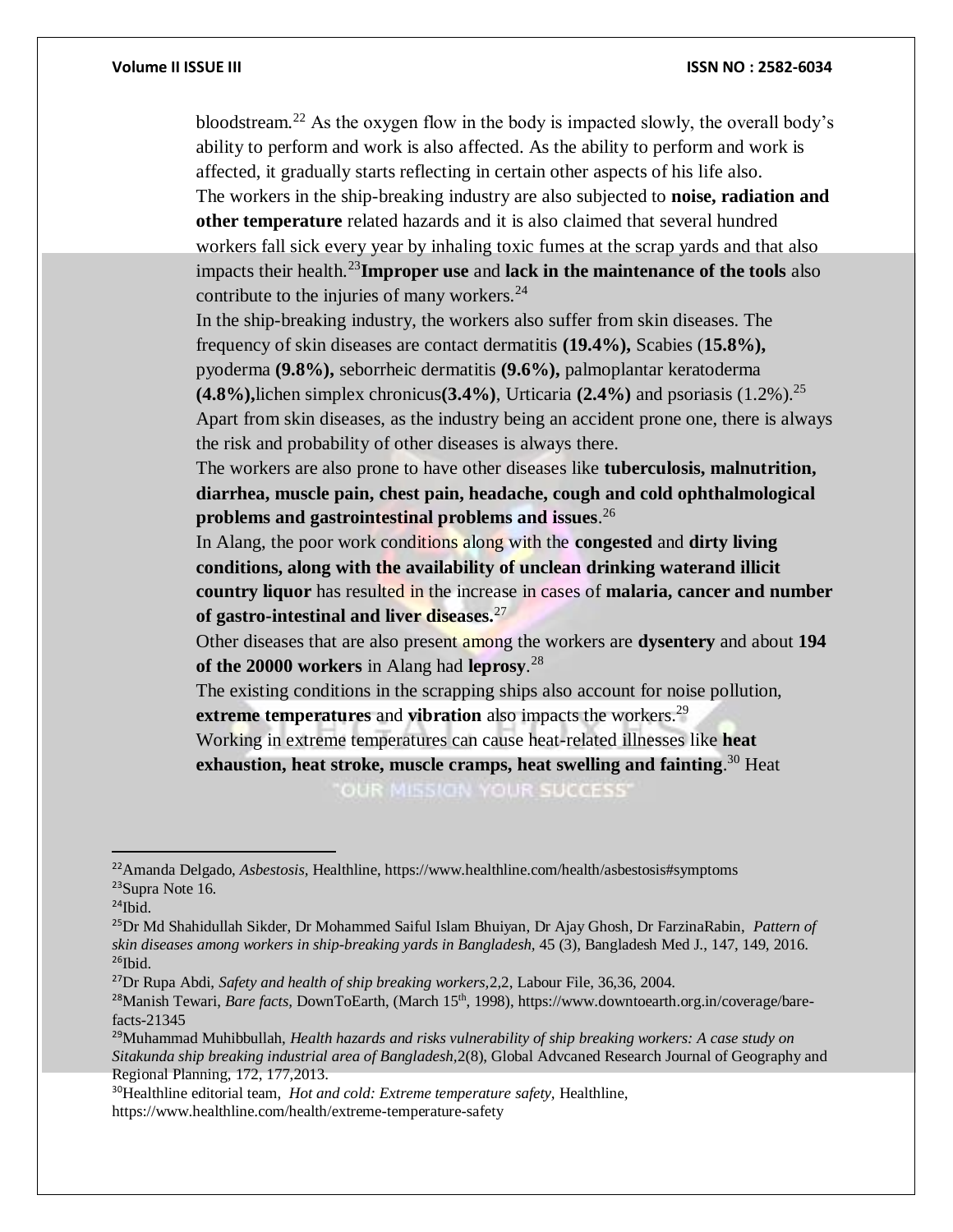bloodstream.[22] As the oxygen flow in the body is impacted slowly, the overall body's ability to perform and work is also affected. As the ability to perform and work is affected, it gradually starts reflecting in certain other aspects of his life also.

The workers in the ship-breaking industry are also subjected to **noise, radiation and other temperature** related hazards and it is also claimed that several hundred workers fall sick every year by inhaling toxic fumes at the scrap yards and that also impacts their health.[23]**Improper use** and **lack in the maintenance of the tools** also contribute to the injuries of many workers.[24]

In the ship-breaking industry, the workers also suffer from skin diseases. The frequency of skin diseases are contact dermatitis **(19.4%),** Scabies (**15.8%),** pyoderma **(9.8%),** seborrheic dermatitis **(9.6%),** palmoplantar keratoderma **(4.8%),**lichen simplex chronicus**(3.4%)**, Urticaria **(2.4%)** and psoriasis (1.2%).[25]

Apart from skin diseases, as the industry being an accident prone one, there is always the risk and probability of other diseases is always there.

The workers are also prone to have other diseases like **tuberculosis, malnutrition, diarrhea, muscle pain, chest pain, headache, cough and cold ophthalmological problems and gastrointestinal problems and issues**.[26]

In Alang, the poor work conditions along with the **congested** and **dirty living conditions, along with the availability of unclean drinking waterand illicit country liquor** has resulted in the increase in cases of **malaria, cancer and number of gastro-intestinal and liver diseases.**[27]

Other diseases that are also present among the workers are **dysentery** and about **194 of the 20000 workers** in Alang had **leprosy**.[28]

The existing conditions in the scrapping ships also account for noise pollution, **extreme temperatures** and **vibration** also impacts the workers.[29]

Working in extreme temperatures can cause heat-related illnesses like **heat exhaustion, heat stroke, muscle cramps, heat swelling and fainting**.[30] Heat

---

[22]Amanda Delgado, *Asbestosis*, Healthline, https://www.healthline.com/health/asbestosis#symptoms

[23]Supra Note 16.

[24]Ibid.

[25]Dr Md Shahidullah Sikder, Dr Mohammed Saiful Islam Bhuiyan, Dr Ajay Ghosh, Dr FarzinaRabin, *Pattern of skin diseases among workers in ship-breaking yards in Bangladesh*, 45 (3), Bangladesh Med J., 147, 149, 2016.

[26]Ibid.

[27]Dr Rupa Abdi, *Safety and health of ship breaking workers*,2,2, Labour File, 36,36, 2004.

[28]Manish Tewari, *Bare facts*, DownToEarth, (March 15th, 1998), https://www.downtoearth.org.in/coverage/bare-facts-21345

[29]Muhammad Muhibbullah, *Health hazards and risks vulnerability of ship breaking workers: A case study on Sitakunda ship breaking industrial area of Bangladesh*,2(8), Global Advcaned Research Journal of Geography and Regional Planning, 172, 177,2013.

[30]Healthline editorial team, *Hot and cold: Extreme temperature safety*, Healthline, https://www.healthline.com/health/extreme-temperature-safety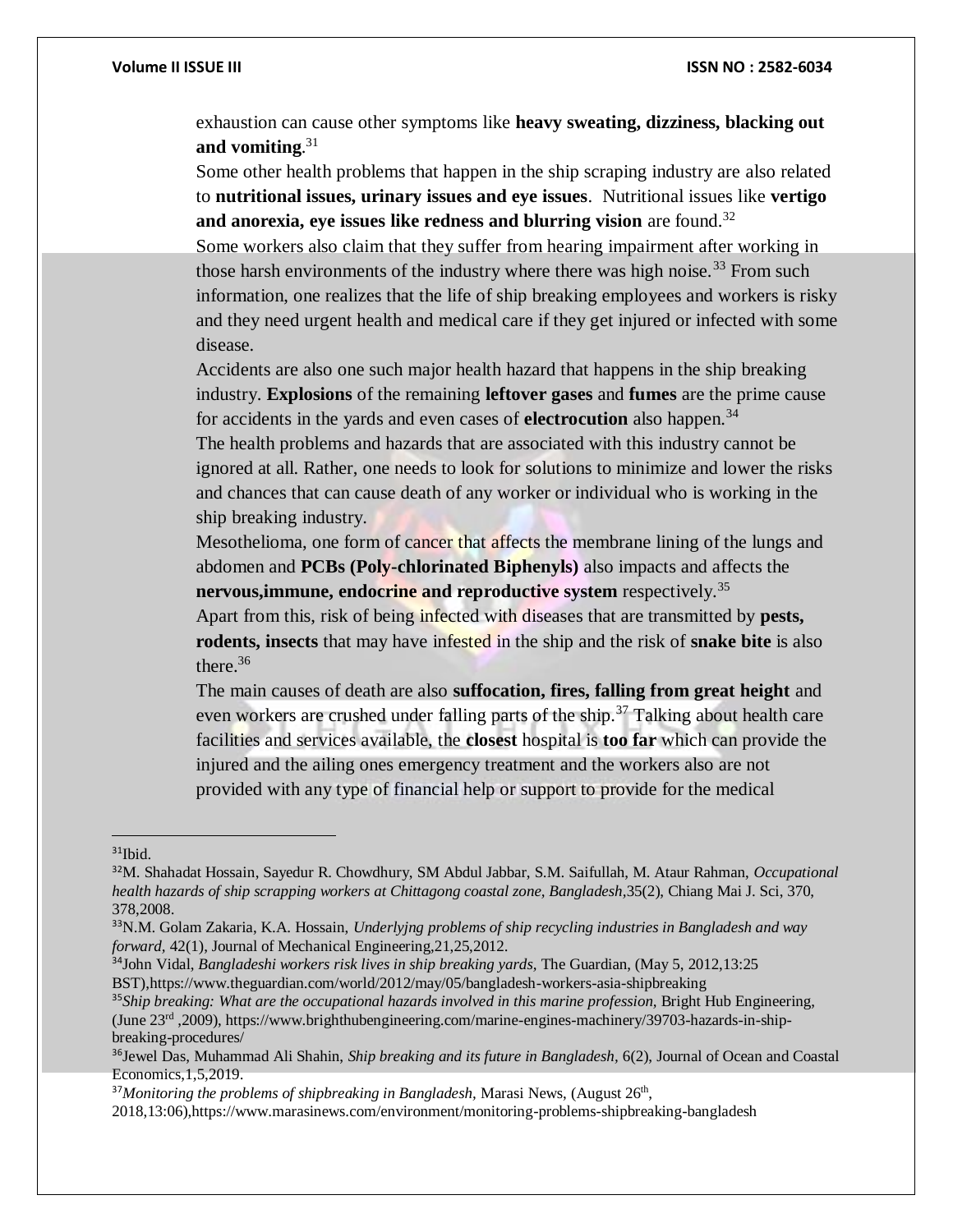exhaustion can cause other symptoms like **heavy sweating, dizziness, blacking out and vomiting**.[31]

Some other health problems that happen in the ship scraping industry are also related to **nutritional issues, urinary issues and eye issues**. Nutritional issues like **vertigo and anorexia, eye issues like redness and blurring vision** are found.[32]

Some workers also claim that they suffer from hearing impairment after working in those harsh environments of the industry where there was high noise.[33] From such information, one realizes that the life of ship breaking employees and workers is risky and they need urgent health and medical care if they get injured or infected with some disease.

Accidents are also one such major health hazard that happens in the ship breaking industry. **Explosions** of the remaining **leftover gases** and **fumes** are the prime cause for accidents in the yards and even cases of **electrocution** also happen.[34]

The health problems and hazards that are associated with this industry cannot be ignored at all. Rather, one needs to look for solutions to minimize and lower the risks and chances that can cause death of any worker or individual who is working in the ship breaking industry.

Mesothelioma, one form of cancer that affects the membrane lining of the lungs and abdomen and **PCBs (Poly-chlorinated Biphenyls)** also impacts and affects the **nervous,immune, endocrine and reproductive system** respectively.[35]

Apart from this, risk of being infected with diseases that are transmitted by **pests, rodents, insects** that may have infested in the ship and the risk of **snake bite** is also there.[36]

The main causes of death are also **suffocation, fires, falling from great height** and even workers are crushed under falling parts of the ship.[37] Talking about health care facilities and services available, the **closest** hospital is **too far** which can provide the injured and the ailing ones emergency treatment and the workers also are not provided with any type of financial help or support to provide for the medical

---

[31] Ibid.

[32] M. Shahadat Hossain, Sayedur R. Chowdhury, SM Abdul Jabbar, S.M. Saifullah, M. Ataur Rahman, *Occupational health hazards of ship scrapping workers at Chittagong coastal zone, Bangladesh*,35(2), Chiang Mai J. Sci, 370, 378,2008.

[33] N.M. Golam Zakaria, K.A. Hossain, *Underlyjng problems of ship recycling industries in Bangladesh and way forward*, 42(1), Journal of Mechanical Engineering,21,25,2012.

[34] John Vidal, *Bangladeshi workers risk lives in ship breaking yards,* The Guardian, (May 5, 2012,13:25 BST),https://www.theguardian.com/world/2012/may/05/bangladesh-workers-asia-shipbreaking

[35] *Ship breaking: What are the occupational hazards involved in this marine profession,* Bright Hub Engineering, (June 23rd ,2009), https://www.brighthubengineering.com/marine-engines-machinery/39703-hazards-in-ship-breaking-procedures/

[36] Jewel Das, Muhammad Ali Shahin, *Ship breaking and its future in Bangladesh,* 6(2), Journal of Ocean and Coastal Economics,1,5,2019.

[37] *Monitoring the problems of shipbreaking in Bangladesh,* Marasi News, (August 26th, 2018,13:06),https://www.marasinews.com/environment/monitoring-problems-shipbreaking-bangladesh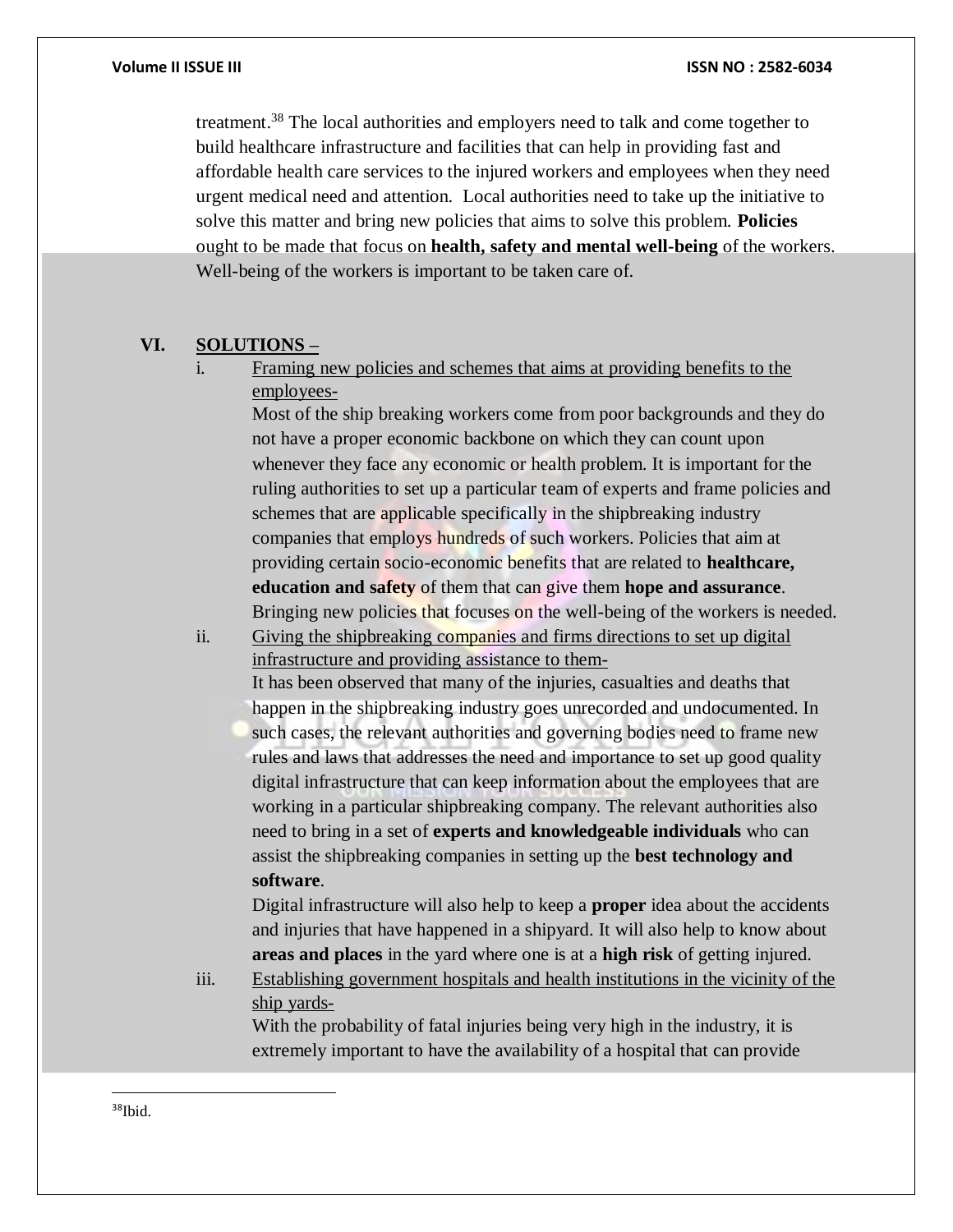treatment.[38] The local authorities and employers need to talk and come together to build healthcare infrastructure and facilities that can help in providing fast and affordable health care services to the injured workers and employees when they need urgent medical need and attention. Local authorities need to take up the initiative to solve this matter and bring new policies that aims to solve this problem. **Policies** ought to be made that focus on **health, safety and mental well-being** of the workers. Well-being of the workers is important to be taken care of.

## VI. SOLUTIONS –

i. Framing new policies and schemes that aims at providing benefits to the employees-

Most of the ship breaking workers come from poor backgrounds and they do not have a proper economic backbone on which they can count upon whenever they face any economic or health problem. It is important for the ruling authorities to set up a particular team of experts and frame policies and schemes that are applicable specifically in the shipbreaking industry companies that employs hundreds of such workers. Policies that aim at providing certain socio-economic benefits that are related to **healthcare, education and safety** of them that can give them **hope and assurance**. Bringing new policies that focuses on the well-being of the workers is needed.

ii. Giving the shipbreaking companies and firms directions to set up digital infrastructure and providing assistance to them-

It has been observed that many of the injuries, casualties and deaths that happen in the shipbreaking industry goes unrecorded and undocumented. In such cases, the relevant authorities and governing bodies need to frame new rules and laws that addresses the need and importance to set up good quality digital infrastructure that can keep information about the employees that are working in a particular shipbreaking company. The relevant authorities also need to bring in a set of **experts and knowledgeable individuals** who can assist the shipbreaking companies in setting up the **best technology and software**.

Digital infrastructure will also help to keep a **proper** idea about the accidents and injuries that have happened in a shipyard. It will also help to know about **areas and places** in the yard where one is at a **high risk** of getting injured.

iii. Establishing government hospitals and health institutions in the vicinity of the ship yards-

With the probability of fatal injuries being very high in the industry, it is extremely important to have the availability of a hospital that can provide

---

[38] Ibid.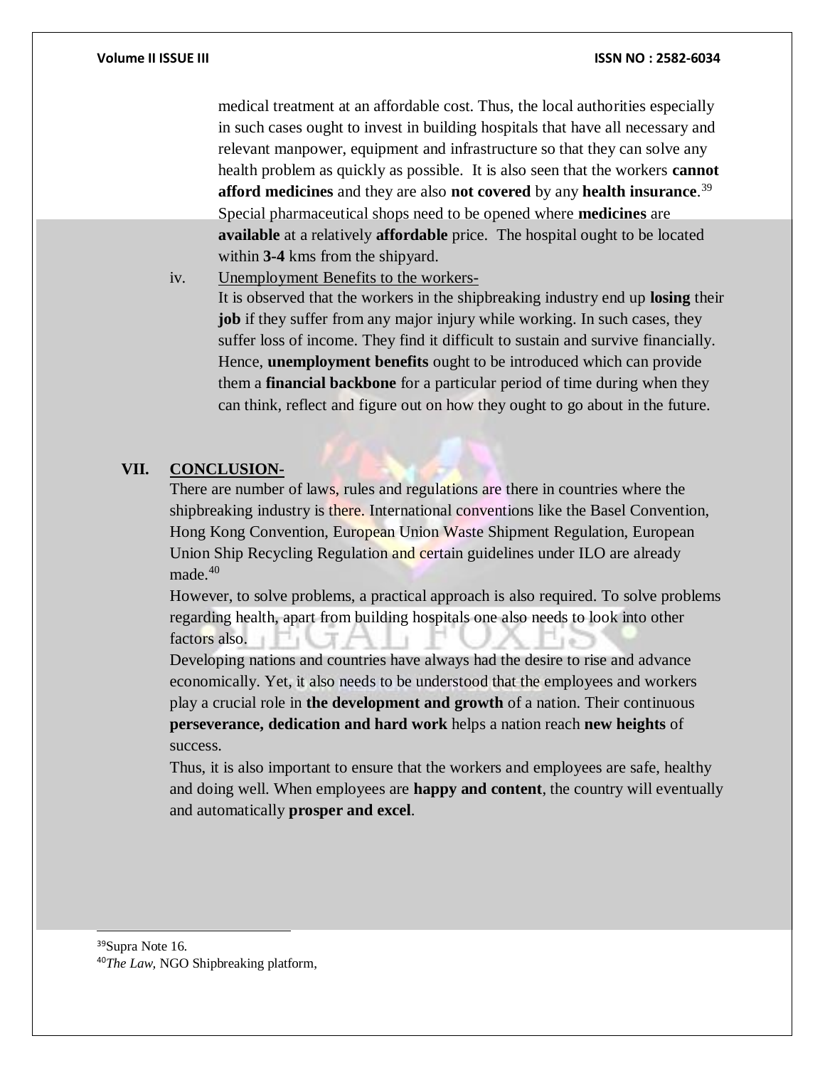medical treatment at an affordable cost. Thus, the local authorities especially in such cases ought to invest in building hospitals that have all necessary and relevant manpower, equipment and infrastructure so that they can solve any health problem as quickly as possible. It is also seen that the workers **cannot afford medicines** and they are also **not covered** by any **health insurance**.[39] Special pharmaceutical shops need to be opened where **medicines** are **available** at a relatively **affordable** price. The hospital ought to be located within **3-4** kms from the shipyard.

iv. Unemployment Benefits to the workers-

It is observed that the workers in the shipbreaking industry end up **losing** their **job** if they suffer from any major injury while working. In such cases, they suffer loss of income. They find it difficult to sustain and survive financially. Hence, **unemployment benefits** ought to be introduced which can provide them a **financial backbone** for a particular period of time during when they can think, reflect and figure out on how they ought to go about in the future.

## VII. CONCLUSION-

There are number of laws, rules and regulations are there in countries where the shipbreaking industry is there. International conventions like the Basel Convention, Hong Kong Convention, European Union Waste Shipment Regulation, European Union Ship Recycling Regulation and certain guidelines under ILO are already made.[40]

However, to solve problems, a practical approach is also required. To solve problems regarding health, apart from building hospitals one also needs to look into other factors also.

Developing nations and countries have always had the desire to rise and advance economically. Yet, it also needs to be understood that the employees and workers play a crucial role in **the development and growth** of a nation. Their continuous **perseverance, dedication and hard work** helps a nation reach **new heights** of success.

Thus, it is also important to ensure that the workers and employees are safe, healthy and doing well. When employees are **happy and content**, the country will eventually and automatically **prosper and excel**.

---

[39] Supra Note 16.

[40] *The Law,* NGO Shipbreaking platform,